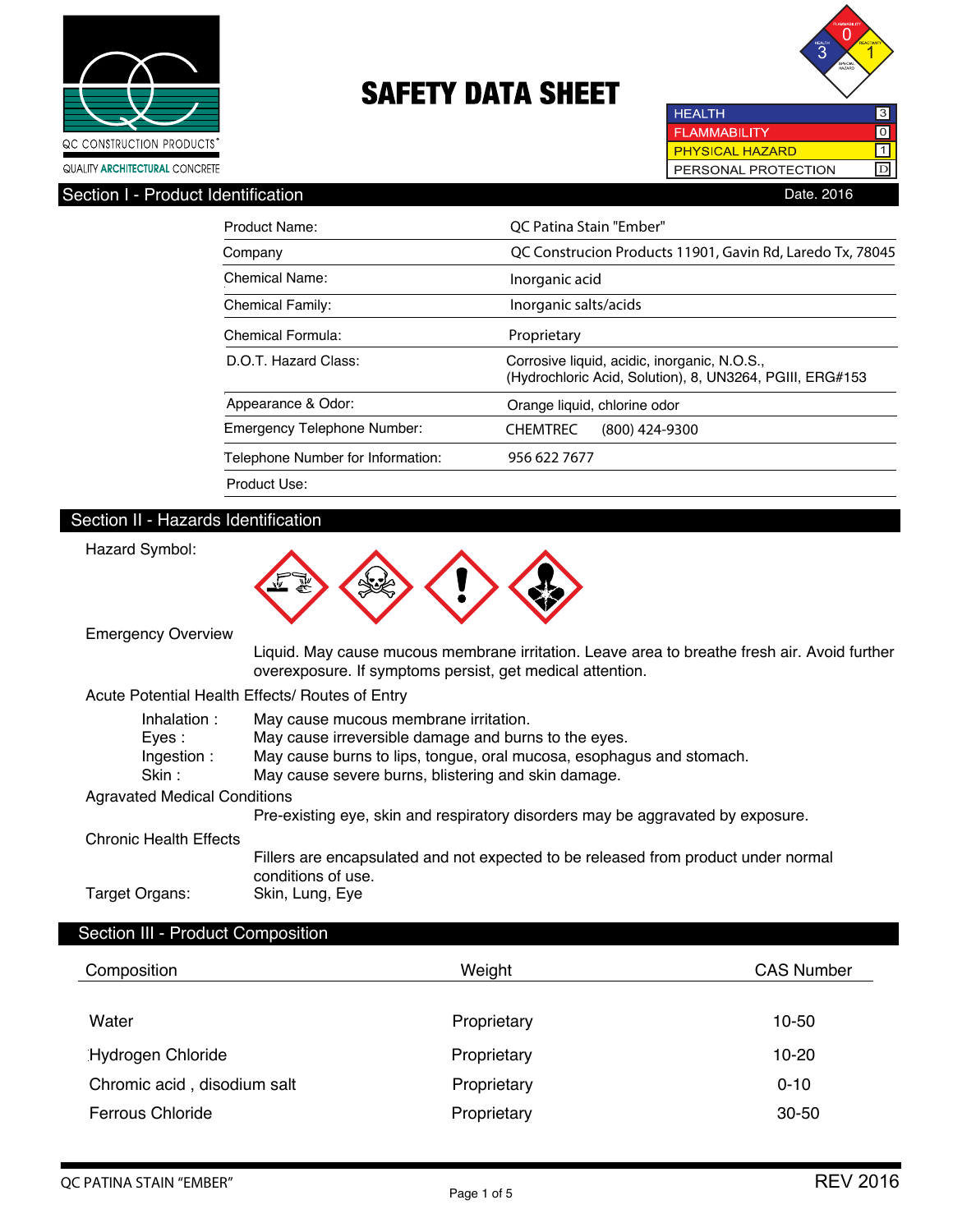QC CONSTRUCTION PRODUCTS

QUALITY ARCHITECTURAL CONCRETE

# SAFETY DATA SHEET

| | |
|---|---|
| HEALTH | 3 |
| FLAMMABILITY | 0 |
| PHYSICAL HAZARD | 1 |
| PERSONAL PROTECTION | D |

## Section I - Product Identification

Date. 2016

| | |
|---|---|
| Product Name: | QC Patina Stain "Ember" |
| Company | QC Construcion Products 11901, Gavin Rd, Laredo Tx, 78045 |
| Chemical Name: | Inorganic acid |
| Chemical Family: | Inorganic salts/acids |
| Chemical Formula: | Proprietary |
| D.O.T. Hazard Class: | Corrosive liquid, acidic, inorganic, N.O.S., (Hydrochloric Acid, Solution), 8, UN3264, PGIII, ERG#153 |
| Appearance & Odor: | Orange liquid, chlorine odor |
| Emergency Telephone Number: | CHEMTREC (800) 424-9300 |
| Telephone Number for Information: | 956 622 7677 |
| Product Use: | |

## Section II - Hazards Identification

Hazard Symbol:

Emergency Overview

Liquid. May cause mucous membrane irritation. Leave area to breathe fresh air. Avoid further overexposure. If symptoms persist, get medical attention.

Acute Potential Health Effects/ Routes of Entry

- Inhalation : May cause mucous membrane irritation.
- Eyes : May cause irreversible damage and burns to the eyes.
- Ingestion : May cause burns to lips, tongue, oral mucosa, esophagus and stomach.
- Skin : May cause severe burns, blistering and skin damage.

Agravated Medical Conditions

Pre-existing eye, skin and respiratory disorders may be aggravated by exposure.

Chronic Health Effects

Fillers are encapsulated and not expected to be released from product under normal conditions of use.

Target Organs: Skin, Lung, Eye

## Section III - Product Composition

| Composition | Weight | CAS Number |
|---|---|---|
| Water | Proprietary | 10-50 |
| Hydrogen Chloride | Proprietary | 10-20 |
| Chromic acid , disodium salt | Proprietary | 0-10 |
| Ferrous Chloride | Proprietary | 30-50 |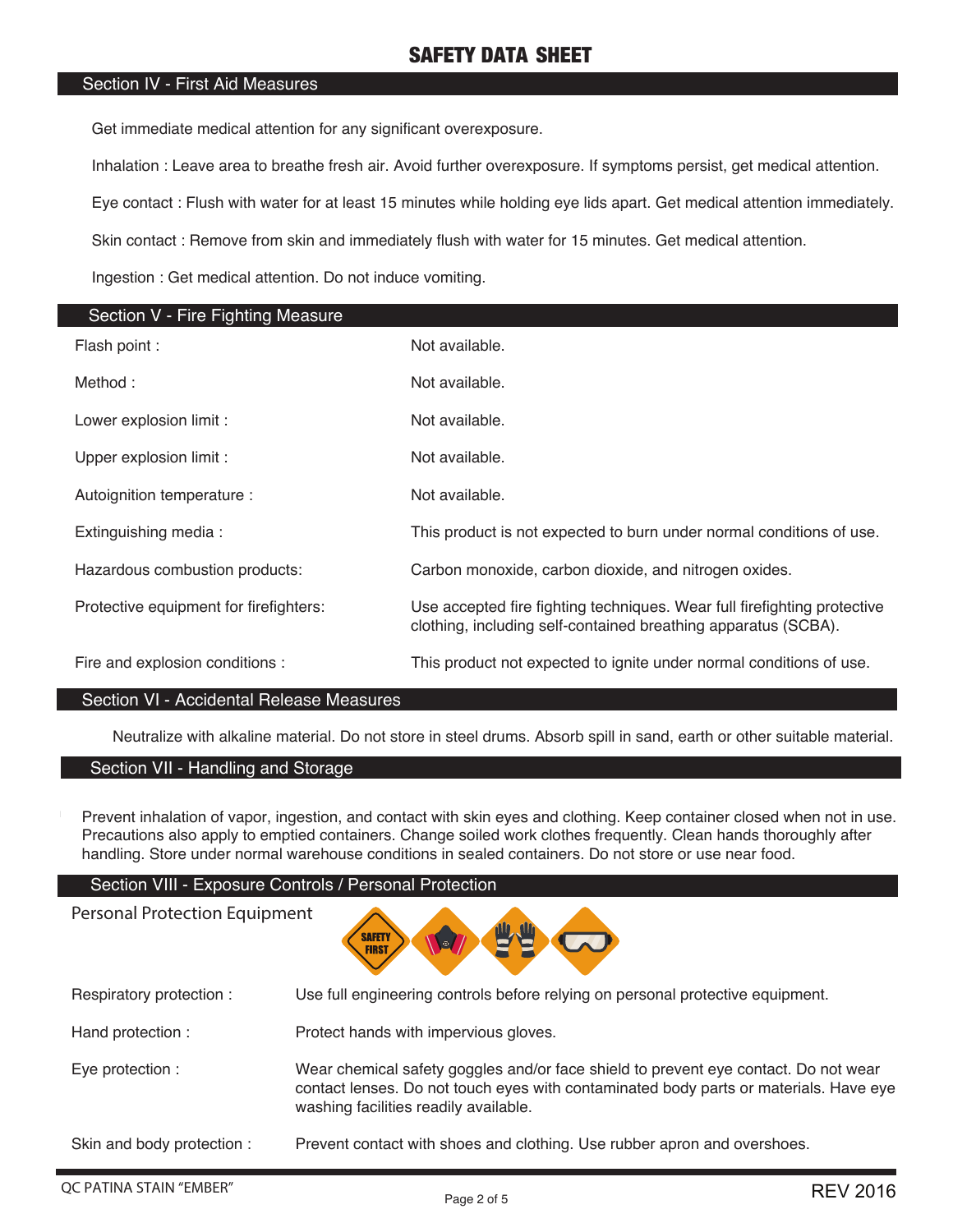# SAFETY DATA SHEET

## Section IV - First Aid Measures

Get immediate medical attention for any significant overexposure.

Inhalation : Leave area to breathe fresh air. Avoid further overexposure. If symptoms persist, get medical attention.

Eye contact : Flush with water for at least 15 minutes while holding eye lids apart. Get medical attention immediately.

Skin contact : Remove from skin and immediately flush with water for 15 minutes. Get medical attention.

Ingestion : Get medical attention. Do not induce vomiting.

## Section V - Fire Fighting Measure

| | |
|---|---|
| Flash point : | Not available. |
| Method : | Not available. |
| Lower explosion limit : | Not available. |
| Upper explosion limit : | Not available. |
| Autoignition temperature : | Not available. |
| Extinguishing media : | This product is not expected to burn under normal conditions of use. |
| Hazardous combustion products: | Carbon monoxide, carbon dioxide, and nitrogen oxides. |
| Protective equipment for firefighters: | Use accepted fire fighting techniques. Wear full firefighting protective clothing, including self-contained breathing apparatus (SCBA). |
| Fire and explosion conditions : | This product not expected to ignite under normal conditions of use. |

## Section VI - Accidental Release Measures

Neutralize with alkaline material. Do not store in steel drums. Absorb spill in sand, earth or other suitable material.

## Section VII - Handling and Storage

Prevent inhalation of vapor, ingestion, and contact with skin eyes and clothing. Keep container closed when not in use. Precautions also apply to emptied containers. Change soiled work clothes frequently. Clean hands thoroughly after handling. Store under normal warehouse conditions in sealed containers. Do not store or use near food.

## Section VIII - Exposure Controls / Personal Protection

Personal Protection Equipment

SAFETY FIRST

| | |
|---|---|
| Respiratory protection : | Use full engineering controls before relying on personal protective equipment. |
| Hand protection : | Protect hands with impervious gloves. |
| Eye protection : | Wear chemical safety goggles and/or face shield to prevent eye contact. Do not wear contact lenses. Do not touch eyes with contaminated body parts or materials. Have eye washing facilities readily available. |
| Skin and body protection : | Prevent contact with shoes and clothing. Use rubber apron and overshoes. |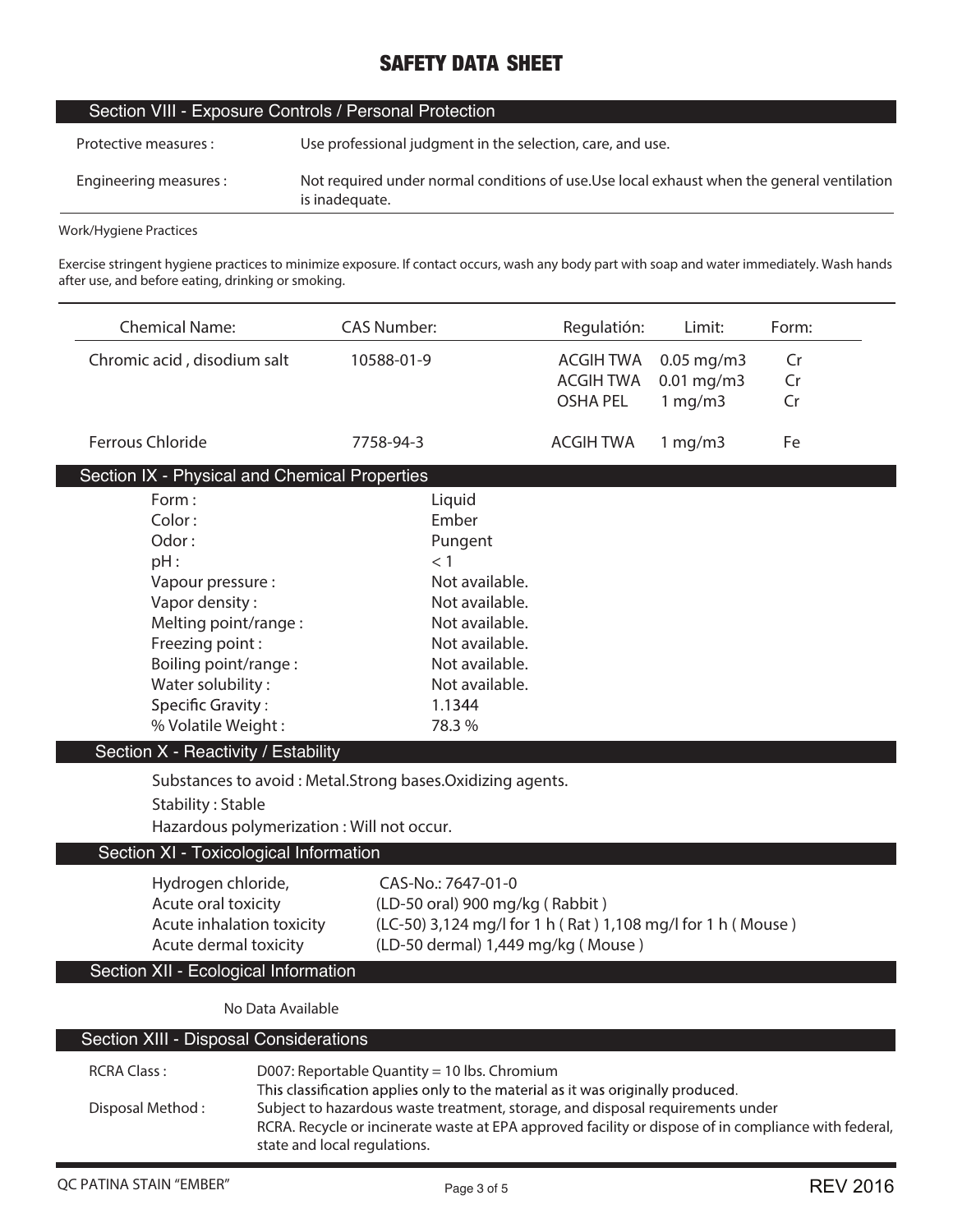# SAFETY DATA SHEET

## Section VIII - Exposure Controls / Personal Protection

| | |
|---|---|
| Protective measures : | Use professional judgment in the selection, care, and use. |
| Engineering measures : | Not required under normal conditions of use.Use local exhaust when the general ventilation is inadequate. |

Work/Hygiene Practices

Exercise stringent hygiene practices to minimize exposure. If contact occurs, wash any body part with soap and water immediately. Wash hands after use, and before eating, drinking or smoking.

| Chemical Name: | CAS Number: | Regulatión: | Limit: | Form: |
|---|---|---|---|---|
| Chromic acid , disodium salt | 10588-01-9 | ACGIH TWA | 0.05 mg/m3 | Cr |
| | | ACGIH TWA | 0.01 mg/m3 | Cr |
| | | OSHA PEL | 1 mg/m3 | Cr |
| Ferrous Chloride | 7758-94-3 | ACGIH TWA | 1 mg/m3 | Fe |

## Section IX - Physical and Chemical Properties

| | |
|---|---|
| Form : | Liquid |
| Color : | Ember |
| Odor : | Pungent |
| pH : | < 1 |
| Vapour pressure : | Not available. |
| Vapor density : | Not available. |
| Melting point/range : | Not available. |
| Freezing point : | Not available. |
| Boiling point/range : | Not available. |
| Water solubility : | Not available. |
| Specific Gravity : | 1.1344 |
| % Volatile Weight : | 78.3 % |

## Section X - Reactivity / Estability

Substances to avoid : Metal.Strong bases.Oxidizing agents.

Stability : Stable

Hazardous polymerization : Will not occur.

## Section XI - Toxicological Information

| | |
|---|---|
| Hydrogen chloride, | CAS-No.: 7647-01-0 |
| Acute oral toxicity | (LD-50 oral) 900 mg/kg ( Rabbit ) |
| Acute inhalation toxicity | (LC-50) 3,124 mg/l for 1 h ( Rat ) 1,108 mg/l for 1 h ( Mouse ) |
| Acute dermal toxicity | (LD-50 dermal) 1,449 mg/kg ( Mouse ) |

## Section XII - Ecological Information

No Data Available

## Section XIII - Disposal Considerations

| | |
|---|---|
| RCRA Class : | D007: Reportable Quantity = 10 lbs. Chromium<br>This classification applies only to the material as it was originally produced. |
| Disposal Method : | Subject to hazardous waste treatment, storage, and disposal requirements under RCRA. Recycle or incinerate waste at EPA approved facility or dispose of in compliance with federal, state and local regulations. |

QC PATINA STAIN "EMBER" REV 2016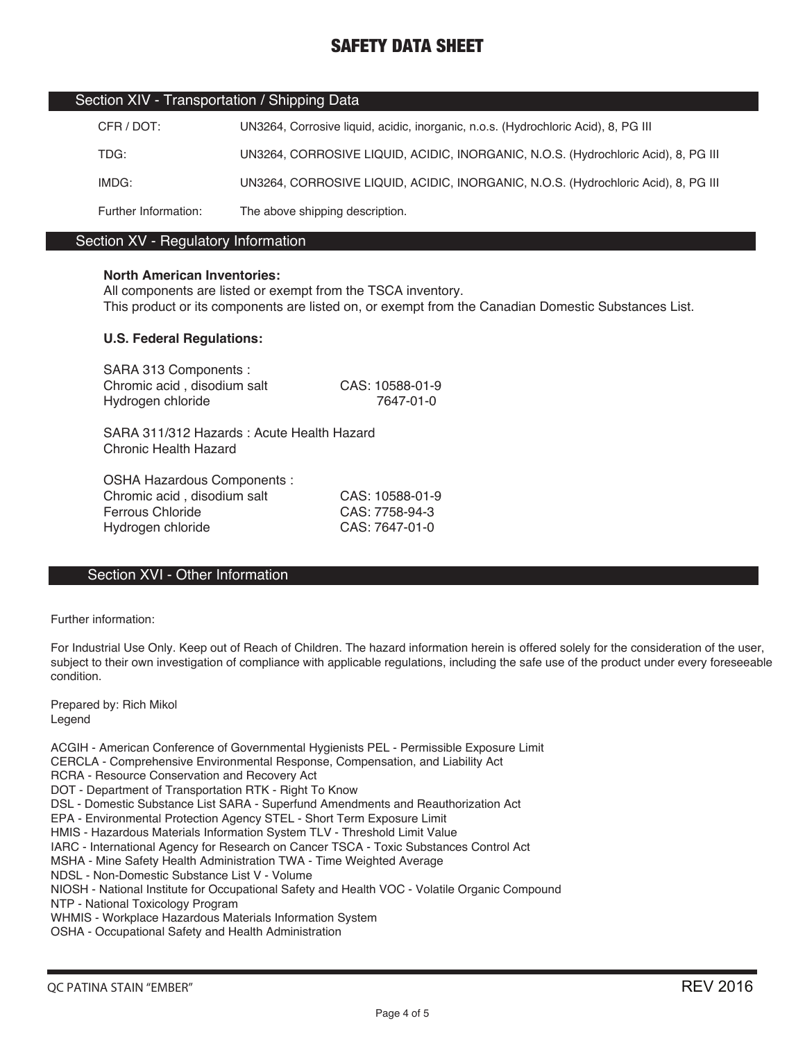# SAFETY DATA SHEET

## Section XIV - Transportation / Shipping Data

| | |
|---|---|
| CFR / DOT: | UN3264, Corrosive liquid, acidic, inorganic, n.o.s. (Hydrochloric Acid), 8, PG III |
| TDG: | UN3264, CORROSIVE LIQUID, ACIDIC, INORGANIC, N.O.S. (Hydrochloric Acid), 8, PG III |
| IMDG: | UN3264, CORROSIVE LIQUID, ACIDIC, INORGANIC, N.O.S. (Hydrochloric Acid), 8, PG III |
| Further Information: | The above shipping description. |

## Section XV - Regulatory Information

**North American Inventories:**

All components are listed or exempt from the TSCA inventory.
This product or its components are listed on, or exempt from the Canadian Domestic Substances List.

**U.S. Federal Regulations:**

SARA 313 Components :

| | |
|---|---|
| Chromic acid , disodium salt | CAS: 10588-01-9 |
| Hydrogen chloride | 7647-01-0 |

SARA 311/312 Hazards : Acute Health Hazard
Chronic Health Hazard

OSHA Hazardous Components :

| | |
|---|---|
| Chromic acid , disodium salt | CAS: 10588-01-9 |
| Ferrous Chloride | CAS: 7758-94-3 |
| Hydrogen chloride | CAS: 7647-01-0 |

## Section XVI - Other Information

Further information:

For Industrial Use Only. Keep out of Reach of Children. The hazard information herein is offered solely for the consideration of the user, subject to their own investigation of compliance with applicable regulations, including the safe use of the product under every foreseeable condition.

Prepared by: Rich Mikol
Legend

ACGIH - American Conference of Governmental Hygienists PEL - Permissible Exposure Limit
CERCLA - Comprehensive Environmental Response, Compensation, and Liability Act
RCRA - Resource Conservation and Recovery Act
DOT - Department of Transportation RTK - Right To Know
DSL - Domestic Substance List SARA - Superfund Amendments and Reauthorization Act
EPA - Environmental Protection Agency STEL - Short Term Exposure Limit
HMIS - Hazardous Materials Information System TLV - Threshold Limit Value
IARC - International Agency for Research on Cancer TSCA - Toxic Substances Control Act
MSHA - Mine Safety Health Administration TWA - Time Weighted Average
NDSL - Non-Domestic Substance List V - Volume
NIOSH - National Institute for Occupational Safety and Health VOC - Volatile Organic Compound
NTP - National Toxicology Program
WHMIS - Workplace Hazardous Materials Information System
OSHA - Occupational Safety and Health Administration

QC PATINA STAIN "EMBER" REV 2016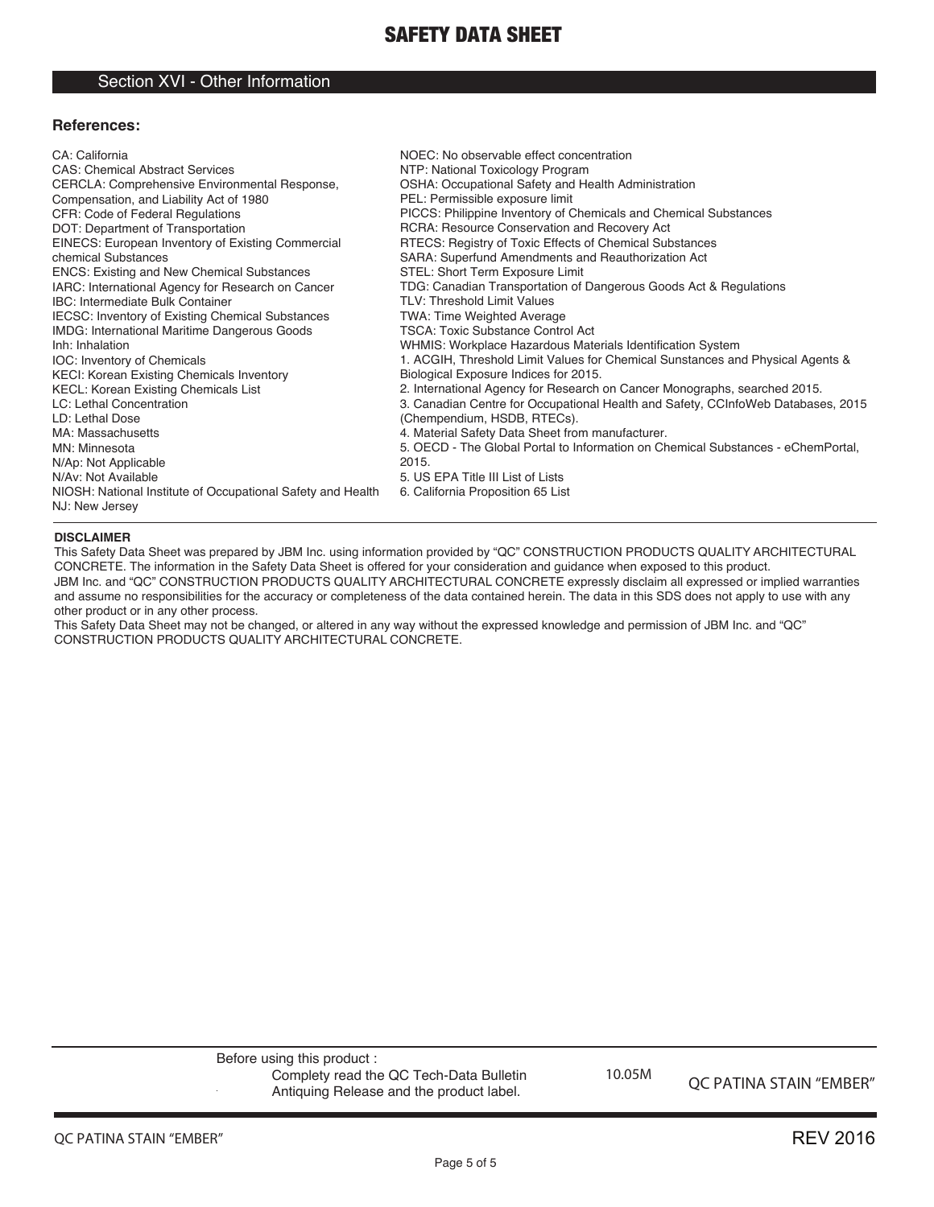## Section XVI - Other Information

### References:

CA: California
CAS: Chemical Abstract Services
CERCLA: Comprehensive Environmental Response, Compensation, and Liability Act of 1980
CFR: Code of Federal Regulations
DOT: Department of Transportation
EINECS: European Inventory of Existing Commercial chemical Substances
ENCS: Existing and New Chemical Substances
IARC: International Agency for Research on Cancer
IBC: Intermediate Bulk Container
IECSC: Inventory of Existing Chemical Substances
IMDG: International Maritime Dangerous Goods
Inh: Inhalation
IOC: Inventory of Chemicals
KECI: Korean Existing Chemicals Inventory
KECL: Korean Existing Chemicals List
LC: Lethal Concentration
LD: Lethal Dose
MA: Massachusetts
MN: Minnesota
N/Ap: Not Applicable
N/Av: Not Available
NIOSH: National Institute of Occupational Safety and Health
NJ: New Jersey
NOEC: No observable effect concentration
NTP: National Toxicology Program
OSHA: Occupational Safety and Health Administration
PEL: Permissible exposure limit
PICCS: Philippine Inventory of Chemicals and Chemical Substances
RCRA: Resource Conservation and Recovery Act
RTECS: Registry of Toxic Effects of Chemical Substances
SARA: Superfund Amendments and Reauthorization Act
STEL: Short Term Exposure Limit
TDG: Canadian Transportation of Dangerous Goods Act & Regulations
TLV: Threshold Limit Values
TWA: Time Weighted Average
TSCA: Toxic Substance Control Act
WHMIS: Workplace Hazardous Materials Identification System

1. ACGIH, Threshold Limit Values for Chemical Sunstances and Physical Agents & Biological Exposure Indices for 2015.
2. International Agency for Research on Cancer Monographs, searched 2015.
3. Canadian Centre for Occupational Health and Safety, CCInfoWeb Databases, 2015 (Chempendium, HSDB, RTECs).
4. Material Safety Data Sheet from manufacturer.
5. OECD - The Global Portal to Information on Chemical Substances - eChemPortal, 2015.
5. US EPA Title III List of Lists
6. California Proposition 65 List

**DISCLAIMER**

This Safety Data Sheet was prepared by JBM Inc. using information provided by "QC" CONSTRUCTION PRODUCTS QUALITY ARCHITECTURAL CONCRETE. The information in the Safety Data Sheet is offered for your consideration and guidance when exposed to this product.
JBM Inc. and "QC" CONSTRUCTION PRODUCTS QUALITY ARCHITECTURAL CONCRETE expressly disclaim all expressed or implied warranties and assume no responsibilities for the accuracy or completeness of the data contained herein. The data in this SDS does not apply to use with any other product or in any other process.
This Safety Data Sheet may not be changed, or altered in any way without the expressed knowledge and permission of JBM Inc. and "QC" CONSTRUCTION PRODUCTS QUALITY ARCHITECTURAL CONCRETE.

Before using this product :
Complety read the QC Tech-Data Bulletin Antiquing Release and the product label.

10.05M

QC PATINA STAIN "EMBER"